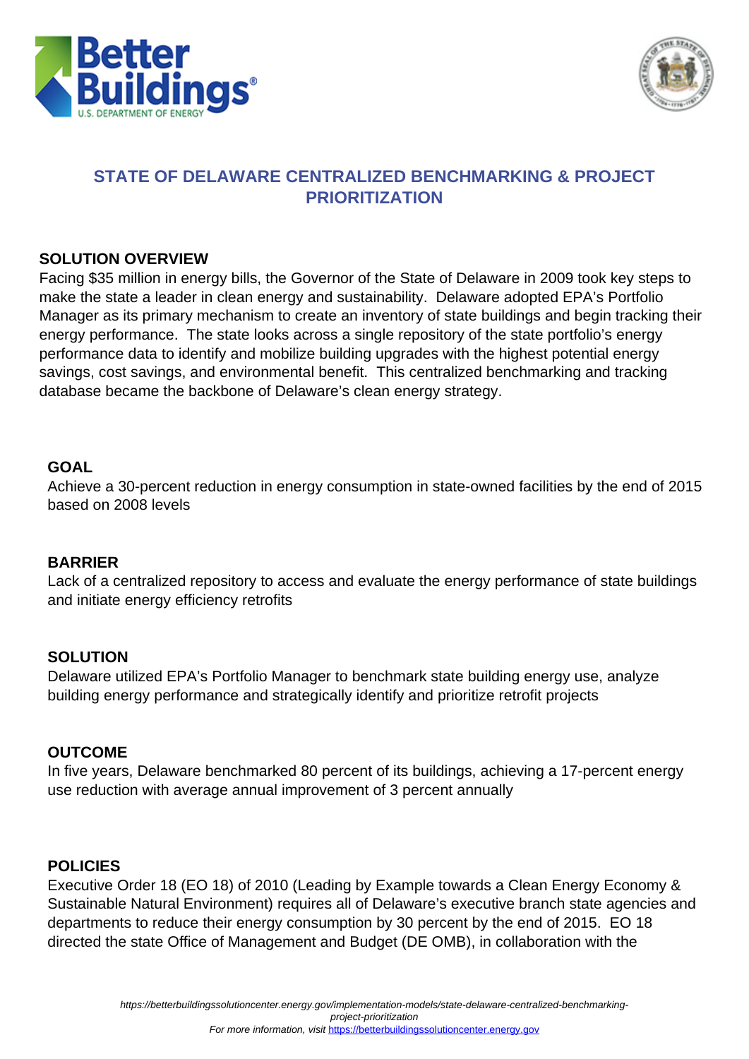# STATE OF DELAWARE CENTRALIZED BENCHMARKING & PROJECT PRIORITIZATION

## SOLUTION OVERVIEW

Facing $35 million in energy bills, the Governor of the State of Delaware in 2009 took key steps to make the state a leader in clean energy and sustainability. Delaware adopted EPA's Portfolio Manager as its primary mechanism to create an inventory of state buildings and begin tracking their energy performance. The state looks across a single repository of the state portfolio's energy performance data to identify and mobilize building upgrades with the highest potential energy savings, cost savings, and environmental benefit. This centralized benchmarking and tracking database became the backbone of Delaware's clean energy strategy.

### GOAL

Achieve a 30-percent reduction in energy consumption in state-owned facilities by the end of 2015 based on 2008 levels

### BARRIER

Lack of a centralized repository to access and evaluate the energy performance of state buildings and initiate energy efficiency retrofits

### SOLUTION

Delaware utilized EPA's Portfolio Manager to benchmark state building energy use, analyze building energy performance and strategically identify and prioritize retrofit projects

### OUTCOME

In five years, Delaware benchmarked 80 percent of its buildings, achieving a 17-percent energy use reduction with average annual improvement of 3 percent annually

### POLICIES

Executive Order 18 (EO 18) of 2010 (Leading by Example towards a Clean Energy Economy & Sustainable Natural Environment) requires all of Delaware's executive branch state agencies and departments to reduce their energy consumption by 30 percent by the end of 2015. EO 18 directed the state Office of Management and Budget (DE OMB), in collaboration with the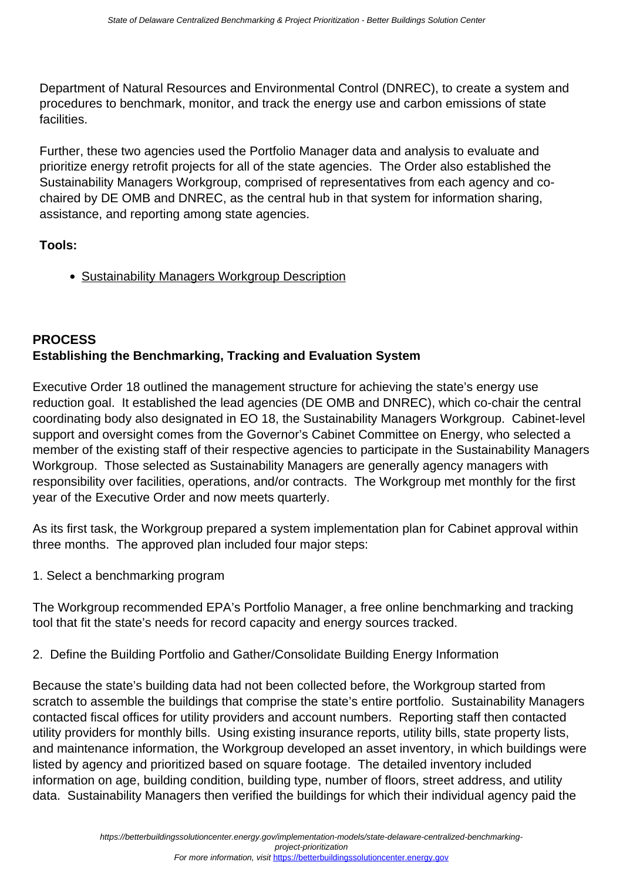Department of Natural Resources and Environmental Control (DNREC), to create a system and procedures to benchmark, monitor, and track the energy use and carbon emissions of state facilities.

Further, these two agencies used the Portfolio Manager data and analysis to evaluate and prioritize energy retrofit projects for all of the state agencies. The Order also established the Sustainability Managers Workgroup, comprised of representatives from each agency and co-chaired by DE OMB and DNREC, as the central hub in that system for information sharing, assistance, and reporting among state agencies.

**Tools:**

- Sustainability Managers Workgroup Description

## PROCESS

### Establishing the Benchmarking, Tracking and Evaluation System

Executive Order 18 outlined the management structure for achieving the state's energy use reduction goal. It established the lead agencies (DE OMB and DNREC), which co-chair the central coordinating body also designated in EO 18, the Sustainability Managers Workgroup. Cabinet-level support and oversight comes from the Governor's Cabinet Committee on Energy, who selected a member of the existing staff of their respective agencies to participate in the Sustainability Managers Workgroup. Those selected as Sustainability Managers are generally agency managers with responsibility over facilities, operations, and/or contracts. The Workgroup met monthly for the first year of the Executive Order and now meets quarterly.

As its first task, the Workgroup prepared a system implementation plan for Cabinet approval within three months. The approved plan included four major steps:

1. Select a benchmarking program

The Workgroup recommended EPA's Portfolio Manager, a free online benchmarking and tracking tool that fit the state's needs for record capacity and energy sources tracked.

2. Define the Building Portfolio and Gather/Consolidate Building Energy Information

Because the state's building data had not been collected before, the Workgroup started from scratch to assemble the buildings that comprise the state's entire portfolio. Sustainability Managers contacted fiscal offices for utility providers and account numbers. Reporting staff then contacted utility providers for monthly bills. Using existing insurance reports, utility bills, state property lists, and maintenance information, the Workgroup developed an asset inventory, in which buildings were listed by agency and prioritized based on square footage. The detailed inventory included information on age, building condition, building type, number of floors, street address, and utility data. Sustainability Managers then verified the buildings for which their individual agency paid the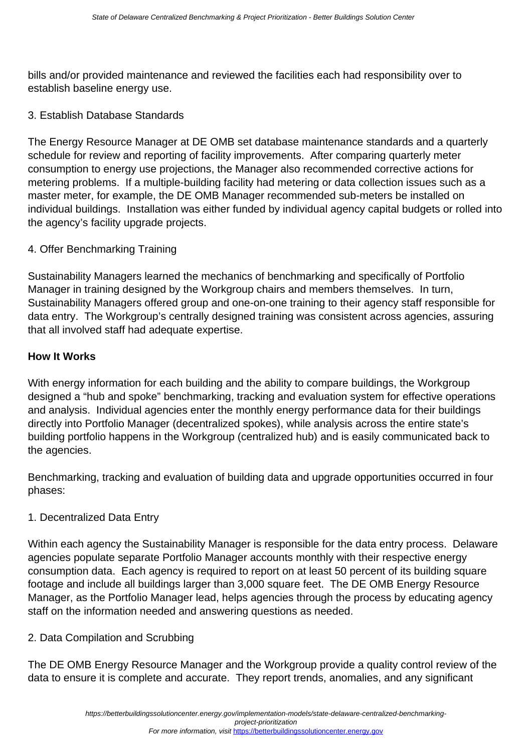bills and/or provided maintenance and reviewed the facilities each had responsibility over to establish baseline energy use.

3. Establish Database Standards

The Energy Resource Manager at DE OMB set database maintenance standards and a quarterly schedule for review and reporting of facility improvements.  After comparing quarterly meter consumption to energy use projections, the Manager also recommended corrective actions for metering problems.  If a multiple-building facility had metering or data collection issues such as a master meter, for example, the DE OMB Manager recommended sub-meters be installed on individual buildings.  Installation was either funded by individual agency capital budgets or rolled into the agency's facility upgrade projects.

4. Offer Benchmarking Training

Sustainability Managers learned the mechanics of benchmarking and specifically of Portfolio Manager in training designed by the Workgroup chairs and members themselves.  In turn, Sustainability Managers offered group and one-on-one training to their agency staff responsible for data entry.  The Workgroup's centrally designed training was consistent across agencies, assuring that all involved staff had adequate expertise.

**How It Works**

With energy information for each building and the ability to compare buildings, the Workgroup designed a "hub and spoke" benchmarking, tracking and evaluation system for effective operations and analysis.  Individual agencies enter the monthly energy performance data for their buildings directly into Portfolio Manager (decentralized spokes), while analysis across the entire state's building portfolio happens in the Workgroup (centralized hub) and is easily communicated back to the agencies.

Benchmarking, tracking and evaluation of building data and upgrade opportunities occurred in four phases:

1. Decentralized Data Entry

Within each agency the Sustainability Manager is responsible for the data entry process.  Delaware agencies populate separate Portfolio Manager accounts monthly with their respective energy consumption data.  Each agency is required to report on at least 50 percent of its building square footage and include all buildings larger than 3,000 square feet.  The DE OMB Energy Resource Manager, as the Portfolio Manager lead, helps agencies through the process by educating agency staff on the information needed and answering questions as needed.

2. Data Compilation and Scrubbing

The DE OMB Energy Resource Manager and the Workgroup provide a quality control review of the data to ensure it is complete and accurate.  They report trends, anomalies, and any significant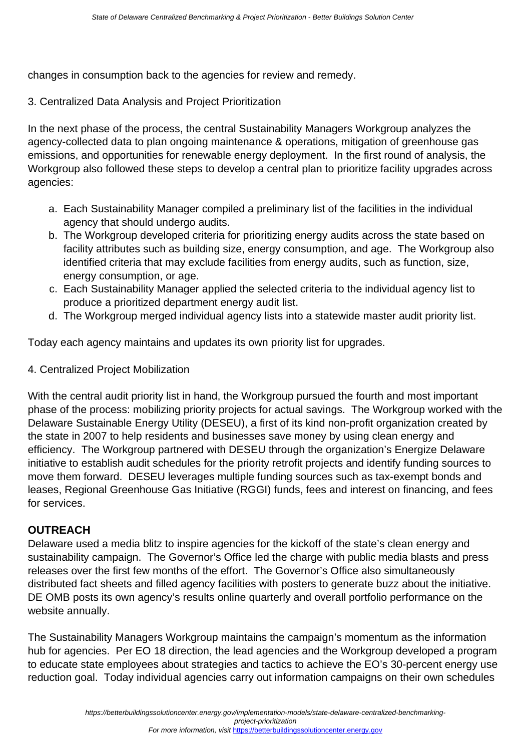changes in consumption back to the agencies for review and remedy.

3. Centralized Data Analysis and Project Prioritization

In the next phase of the process, the central Sustainability Managers Workgroup analyzes the agency-collected data to plan ongoing maintenance & operations, mitigation of greenhouse gas emissions, and opportunities for renewable energy deployment. In the first round of analysis, the Workgroup also followed these steps to develop a central plan to prioritize facility upgrades across agencies:

a. Each Sustainability Manager compiled a preliminary list of the facilities in the individual agency that should undergo audits.
b. The Workgroup developed criteria for prioritizing energy audits across the state based on facility attributes such as building size, energy consumption, and age. The Workgroup also identified criteria that may exclude facilities from energy audits, such as function, size, energy consumption, or age.
c. Each Sustainability Manager applied the selected criteria to the individual agency list to produce a prioritized department energy audit list.
d. The Workgroup merged individual agency lists into a statewide master audit priority list.

Today each agency maintains and updates its own priority list for upgrades.

4. Centralized Project Mobilization

With the central audit priority list in hand, the Workgroup pursued the fourth and most important phase of the process: mobilizing priority projects for actual savings. The Workgroup worked with the Delaware Sustainable Energy Utility (DESEU), a first of its kind non-profit organization created by the state in 2007 to help residents and businesses save money by using clean energy and efficiency. The Workgroup partnered with DESEU through the organization's Energize Delaware initiative to establish audit schedules for the priority retrofit projects and identify funding sources to move them forward. DESEU leverages multiple funding sources such as tax-exempt bonds and leases, Regional Greenhouse Gas Initiative (RGGI) funds, fees and interest on financing, and fees for services.

## OUTREACH

Delaware used a media blitz to inspire agencies for the kickoff of the state's clean energy and sustainability campaign. The Governor's Office led the charge with public media blasts and press releases over the first few months of the effort. The Governor's Office also simultaneously distributed fact sheets and filled agency facilities with posters to generate buzz about the initiative. DE OMB posts its own agency's results online quarterly and overall portfolio performance on the website annually.

The Sustainability Managers Workgroup maintains the campaign's momentum as the information hub for agencies. Per EO 18 direction, the lead agencies and the Workgroup developed a program to educate state employees about strategies and tactics to achieve the EO's 30-percent energy use reduction goal. Today individual agencies carry out information campaigns on their own schedules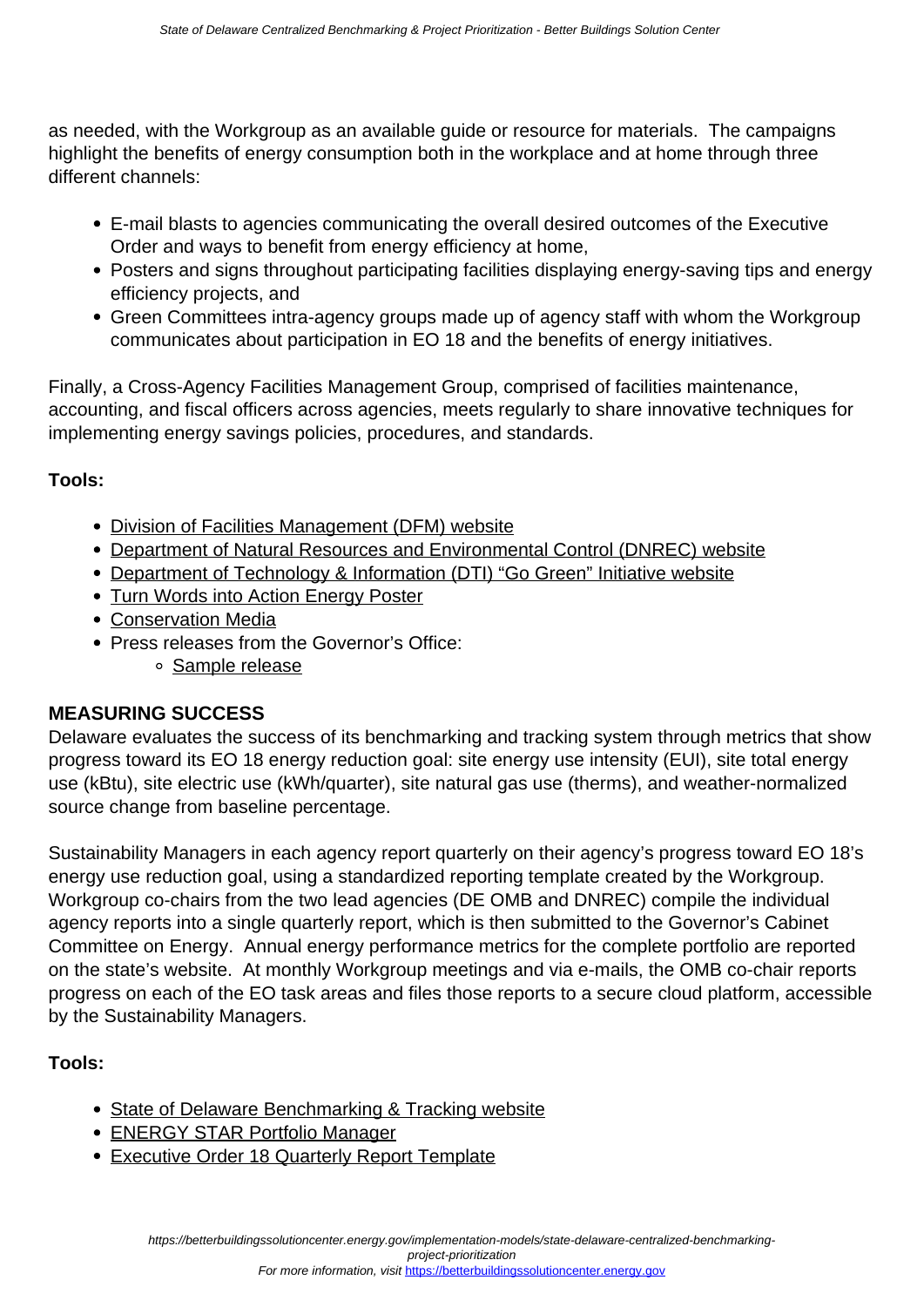as needed, with the Workgroup as an available guide or resource for materials.  The campaigns highlight the benefits of energy consumption both in the workplace and at home through three different channels:

- E-mail blasts to agencies communicating the overall desired outcomes of the Executive Order and ways to benefit from energy efficiency at home,
- Posters and signs throughout participating facilities displaying energy-saving tips and energy efficiency projects, and
- Green Committees intra-agency groups made up of agency staff with whom the Workgroup communicates about participation in EO 18 and the benefits of energy initiatives.

Finally, a Cross-Agency Facilities Management Group, comprised of facilities maintenance, accounting, and fiscal officers across agencies, meets regularly to share innovative techniques for implementing energy savings policies, procedures, and standards.

**Tools:**

- Division of Facilities Management (DFM) website
- Department of Natural Resources and Environmental Control (DNREC) website
- Department of Technology & Information (DTI) "Go Green" Initiative website
- Turn Words into Action Energy Poster
- Conservation Media
- Press releases from the Governor's Office:
    - Sample release

## MEASURING SUCCESS

Delaware evaluates the success of its benchmarking and tracking system through metrics that show progress toward its EO 18 energy reduction goal: site energy use intensity (EUI), site total energy use (kBtu), site electric use (kWh/quarter), site natural gas use (therms), and weather-normalized source change from baseline percentage.

Sustainability Managers in each agency report quarterly on their agency's progress toward EO 18's energy use reduction goal, using a standardized reporting template created by the Workgroup. Workgroup co-chairs from the two lead agencies (DE OMB and DNREC) compile the individual agency reports into a single quarterly report, which is then submitted to the Governor's Cabinet Committee on Energy.  Annual energy performance metrics for the complete portfolio are reported on the state's website.  At monthly Workgroup meetings and via e-mails, the OMB co-chair reports progress on each of the EO task areas and files those reports to a secure cloud platform, accessible by the Sustainability Managers.

**Tools:**

- State of Delaware Benchmarking & Tracking website
- ENERGY STAR Portfolio Manager
- Executive Order 18 Quarterly Report Template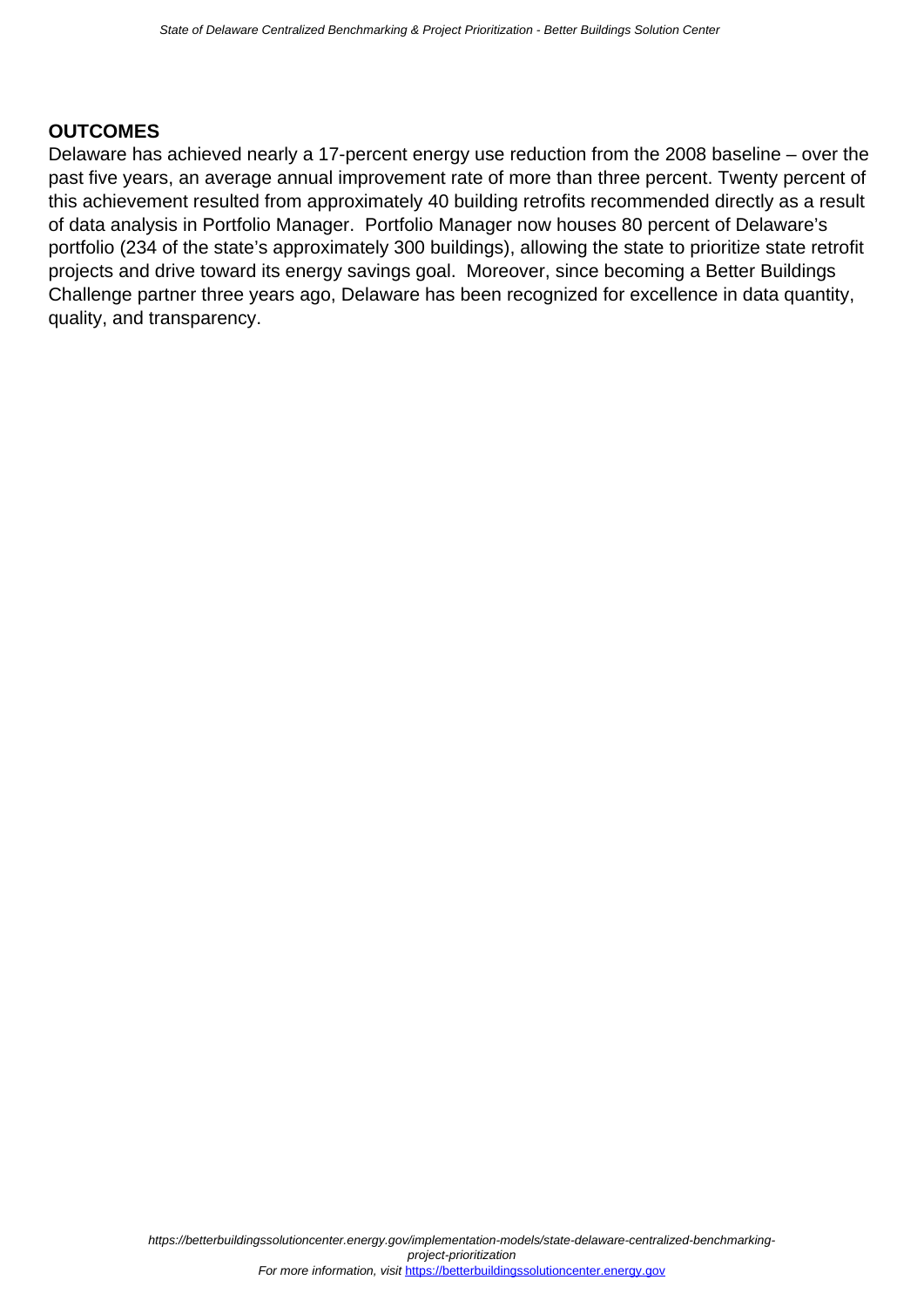**OUTCOMES**

Delaware has achieved nearly a 17-percent energy use reduction from the 2008 baseline – over the past five years, an average annual improvement rate of more than three percent. Twenty percent of this achievement resulted from approximately 40 building retrofits recommended directly as a result of data analysis in Portfolio Manager. Portfolio Manager now houses 80 percent of Delaware's portfolio (234 of the state's approximately 300 buildings), allowing the state to prioritize state retrofit projects and drive toward its energy savings goal. Moreover, since becoming a Better Buildings Challenge partner three years ago, Delaware has been recognized for excellence in data quantity, quality, and transparency.